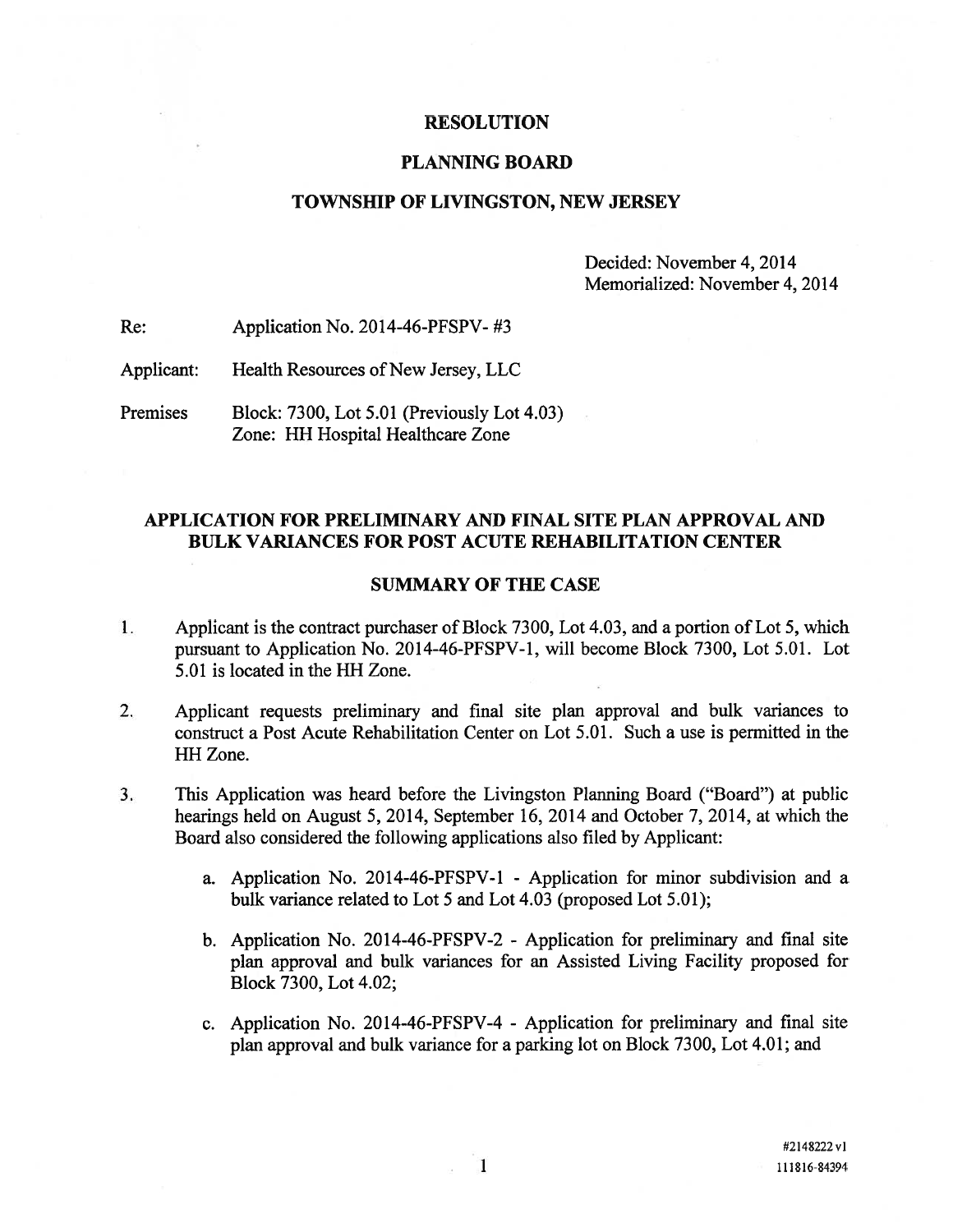# RESOLUTION

## PLANNING BOARD

## TOWNSHIP OF LIVINGSTON, NEW JERSEY

Decided: November 4, 2014
Memorialized: November 4, 2014

Re: Application No. 2014-46-PFSPV- #3

Applicant: Health Resources of New Jersey, LLC

Premises Block: 7300, Lot 5.01 (Previously Lot 4.03)
Zone: HH Hospital Healthcare Zone

## APPLICATION FOR PRELIMINARY AND FINAL SITE PLAN APPROVAL AND BULK VARIANCES FOR POST ACUTE REHABILITATION CENTER

## SUMMARY OF THE CASE

1. Applicant is the contract purchaser of Block 7300, Lot 4.03, and a portion of Lot 5, which pursuant to Application No. 2014-46-PFSPV-1, will become Block 7300, Lot 5.01. Lot 5.01 is located in the HH Zone.

2. Applicant requests preliminary and final site plan approval and bulk variances to construct a Post Acute Rehabilitation Center on Lot 5.01. Such a use is permitted in the HH Zone.

3. This Application was heard before the Livingston Planning Board ("Board") at public hearings held on August 5, 2014, September 16, 2014 and October 7, 2014, at which the Board also considered the following applications also filed by Applicant:

   a. Application No. 2014-46-PFSPV-1 - Application for minor subdivision and a bulk variance related to Lot 5 and Lot 4.03 (proposed Lot 5.01);

   b. Application No. 2014-46-PFSPV-2 - Application for preliminary and final site plan approval and bulk variances for an Assisted Living Facility proposed for Block 7300, Lot 4.02;

   c. Application No. 2014-46-PFSPV-4 - Application for preliminary and final site plan approval and bulk variance for a parking lot on Block 7300, Lot 4.01; and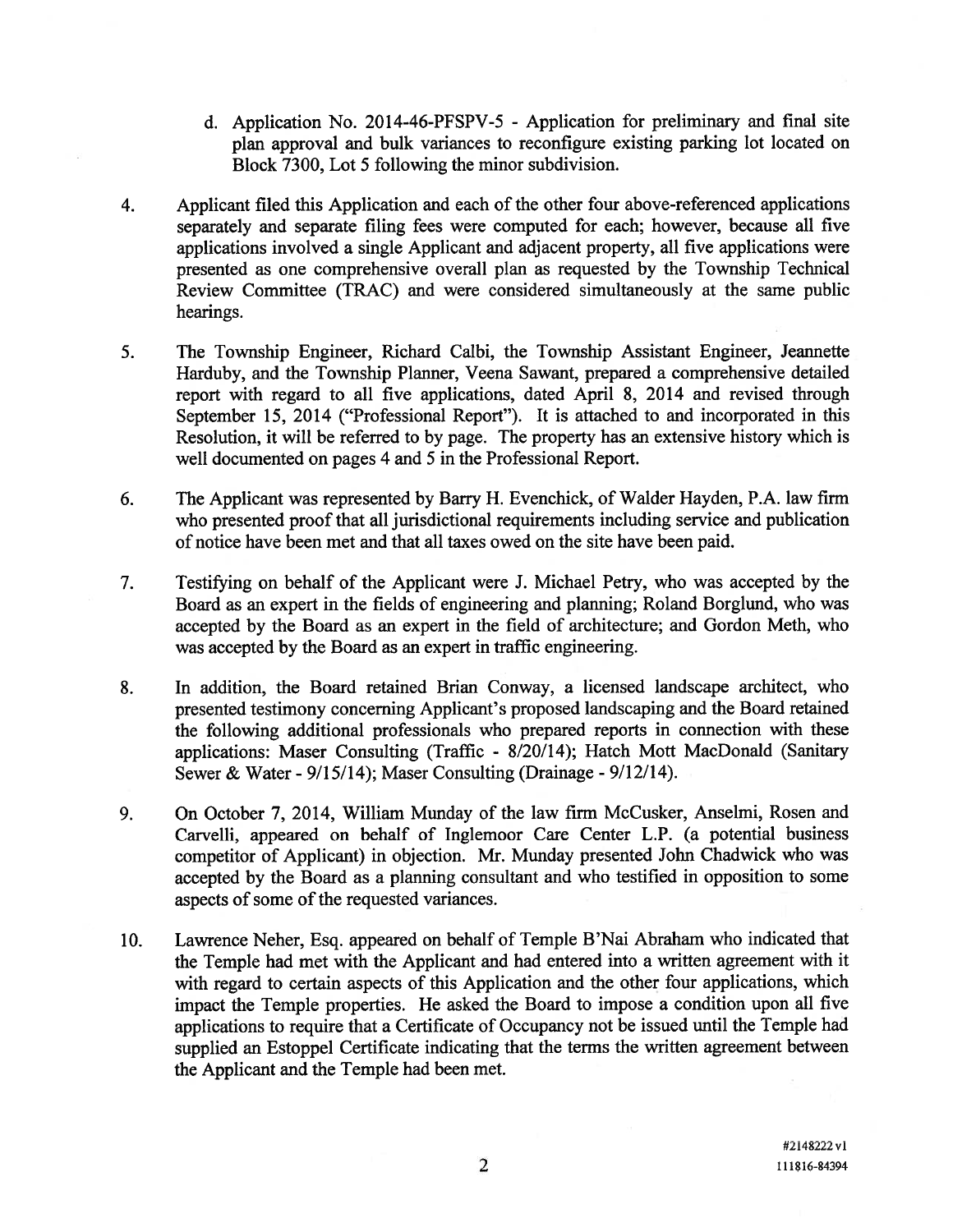d. Application No. 2014-46-PFSPV-5 - Application for preliminary and final site plan approval and bulk variances to reconfigure existing parking lot located on Block 7300, Lot 5 following the minor subdivision.

4. Applicant filed this Application and each of the other four above-referenced applications separately and separate filing fees were computed for each; however, because all five applications involved a single Applicant and adjacent property, all five applications were presented as one comprehensive overall plan as requested by the Township Technical Review Committee (TRAC) and were considered simultaneously at the same public hearings.

5. The Township Engineer, Richard Calbi, the Township Assistant Engineer, Jeannette Harduby, and the Township Planner, Veena Sawant, prepared a comprehensive detailed report with regard to all five applications, dated April 8, 2014 and revised through September 15, 2014 ("Professional Report"). It is attached to and incorporated in this Resolution, it will be referred to by page. The property has an extensive history which is well documented on pages 4 and 5 in the Professional Report.

6. The Applicant was represented by Barry H. Evenchick, of Walder Hayden, P.A. law firm who presented proof that all jurisdictional requirements including service and publication of notice have been met and that all taxes owed on the site have been paid.

7. Testifying on behalf of the Applicant were J. Michael Petry, who was accepted by the Board as an expert in the fields of engineering and planning; Roland Borglund, who was accepted by the Board as an expert in the field of architecture; and Gordon Meth, who was accepted by the Board as an expert in traffic engineering.

8. In addition, the Board retained Brian Conway, a licensed landscape architect, who presented testimony concerning Applicant's proposed landscaping and the Board retained the following additional professionals who prepared reports in connection with these applications: Maser Consulting (Traffic - 8/20/14); Hatch Mott MacDonald (Sanitary Sewer & Water - 9/15/14); Maser Consulting (Drainage - 9/12/14).

9. On October 7, 2014, William Munday of the law firm McCusker, Anselmi, Rosen and Carvelli, appeared on behalf of Inglemoor Care Center L.P. (a potential business competitor of Applicant) in objection. Mr. Munday presented John Chadwick who was accepted by the Board as a planning consultant and who testified in opposition to some aspects of some of the requested variances.

10. Lawrence Neher, Esq. appeared on behalf of Temple B'Nai Abraham who indicated that the Temple had met with the Applicant and had entered into a written agreement with it with regard to certain aspects of this Application and the other four applications, which impact the Temple properties. He asked the Board to impose a condition upon all five applications to require that a Certificate of Occupancy not be issued until the Temple had supplied an Estoppel Certificate indicating that the terms the written agreement between the Applicant and the Temple had been met.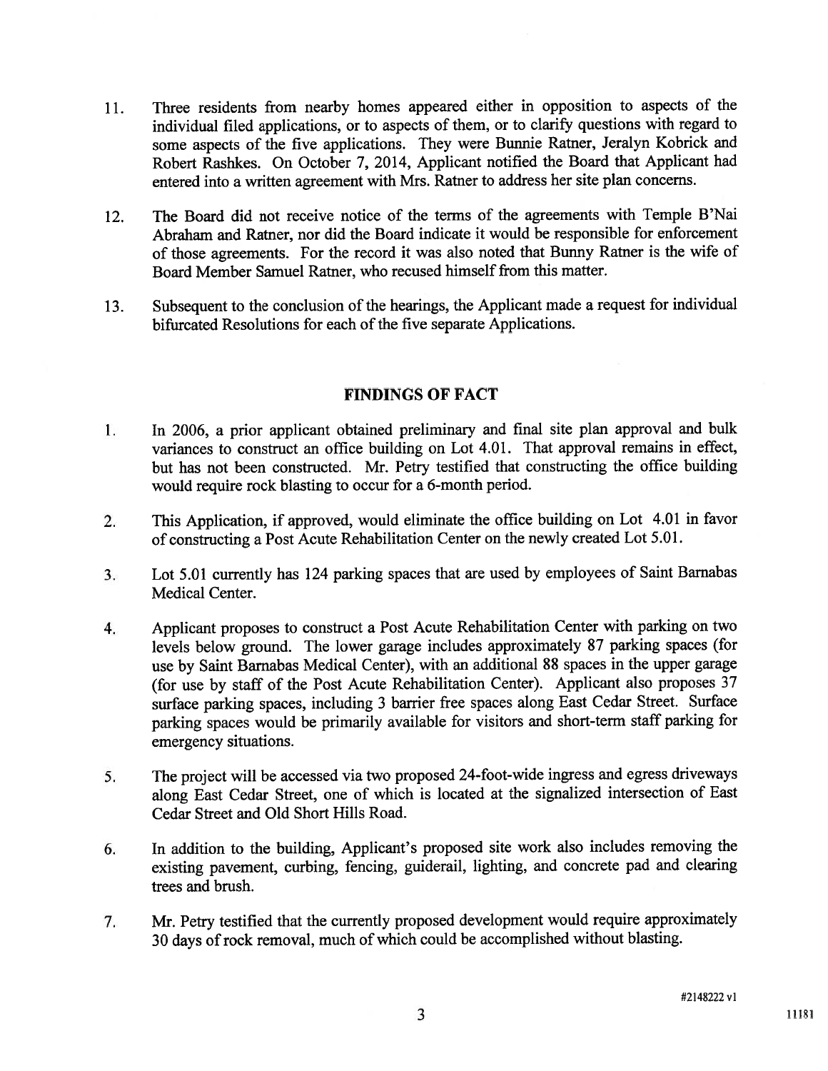11. Three residents from nearby homes appeared either in opposition to aspects of the individual filed applications, or to aspects of them, or to clarify questions with regard to some aspects of the five applications. They were Bunnie Ratner, Jeralyn Kobrick and Robert Rashkes. On October 7, 2014, Applicant notified the Board that Applicant had entered into a written agreement with Mrs. Ratner to address her site plan concerns.

12. The Board did not receive notice of the terms of the agreements with Temple B'Nai Abraham and Ratner, nor did the Board indicate it would be responsible for enforcement of those agreements. For the record it was also noted that Bunny Ratner is the wife of Board Member Samuel Ratner, who recused himself from this matter.

13. Subsequent to the conclusion of the hearings, the Applicant made a request for individual bifurcated Resolutions for each of the five separate Applications.

## FINDINGS OF FACT

1. In 2006, a prior applicant obtained preliminary and final site plan approval and bulk variances to construct an office building on Lot 4.01. That approval remains in effect, but has not been constructed. Mr. Petry testified that constructing the office building would require rock blasting to occur for a 6-month period.

2. This Application, if approved, would eliminate the office building on Lot 4.01 in favor of constructing a Post Acute Rehabilitation Center on the newly created Lot 5.01.

3. Lot 5.01 currently has 124 parking spaces that are used by employees of Saint Barnabas Medical Center.

4. Applicant proposes to construct a Post Acute Rehabilitation Center with parking on two levels below ground. The lower garage includes approximately 87 parking spaces (for use by Saint Barnabas Medical Center), with an additional 88 spaces in the upper garage (for use by staff of the Post Acute Rehabilitation Center). Applicant also proposes 37 surface parking spaces, including 3 barrier free spaces along East Cedar Street. Surface parking spaces would be primarily available for visitors and short-term staff parking for emergency situations.

5. The project will be accessed via two proposed 24-foot-wide ingress and egress driveways along East Cedar Street, one of which is located at the signalized intersection of East Cedar Street and Old Short Hills Road.

6. In addition to the building, Applicant's proposed site work also includes removing the existing pavement, curbing, fencing, guiderail, lighting, and concrete pad and clearing trees and brush.

7. Mr. Petry testified that the currently proposed development would require approximately 30 days of rock removal, much of which could be accomplished without blasting.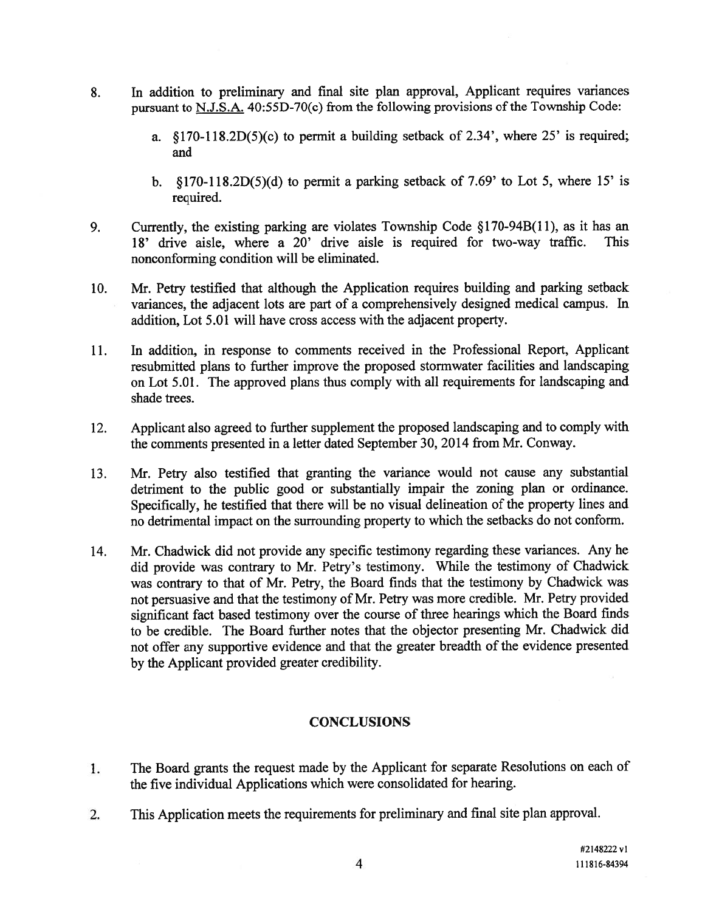8. In addition to preliminary and final site plan approval, Applicant requires variances pursuant to N.J.S.A. 40:55D-70(c) from the following provisions of the Township Code:

   a. §170-118.2D(5)(c) to permit a building setback of 2.34', where 25' is required; and

   b. §170-118.2D(5)(d) to permit a parking setback of 7.69' to Lot 5, where 15' is required.

9. Currently, the existing parking are violates Township Code §170-94B(11), as it has an 18' drive aisle, where a 20' drive aisle is required for two-way traffic. This nonconforming condition will be eliminated.

10. Mr. Petry testified that although the Application requires building and parking setback variances, the adjacent lots are part of a comprehensively designed medical campus. In addition, Lot 5.01 will have cross access with the adjacent property.

11. In addition, in response to comments received in the Professional Report, Applicant resubmitted plans to further improve the proposed stormwater facilities and landscaping on Lot 5.01. The approved plans thus comply with all requirements for landscaping and shade trees.

12. Applicant also agreed to further supplement the proposed landscaping and to comply with the comments presented in a letter dated September 30, 2014 from Mr. Conway.

13. Mr. Petry also testified that granting the variance would not cause any substantial detriment to the public good or substantially impair the zoning plan or ordinance. Specifically, he testified that there will be no visual delineation of the property lines and no detrimental impact on the surrounding property to which the setbacks do not conform.

14. Mr. Chadwick did not provide any specific testimony regarding these variances. Any he did provide was contrary to Mr. Petry's testimony. While the testimony of Chadwick was contrary to that of Mr. Petry, the Board finds that the testimony by Chadwick was not persuasive and that the testimony of Mr. Petry was more credible. Mr. Petry provided significant fact based testimony over the course of three hearings which the Board finds to be credible. The Board further notes that the objector presenting Mr. Chadwick did not offer any supportive evidence and that the greater breadth of the evidence presented by the Applicant provided greater credibility.

## CONCLUSIONS

1. The Board grants the request made by the Applicant for separate Resolutions on each of the five individual Applications which were consolidated for hearing.

2. This Application meets the requirements for preliminary and final site plan approval.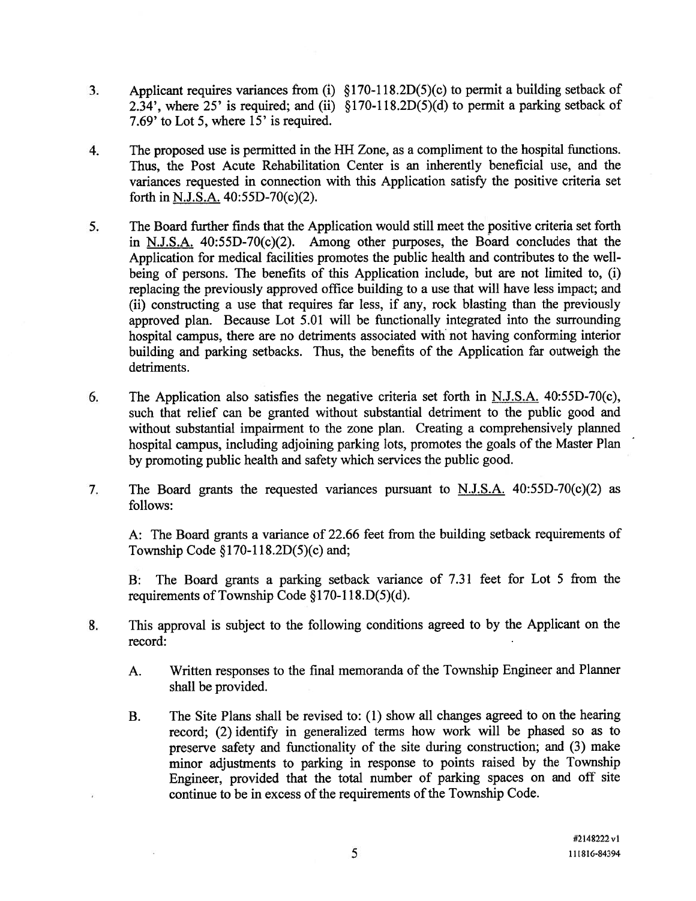3. Applicant requires variances from (i) §170-118.2D(5)(c) to permit a building setback of 2.34', where 25' is required; and (ii) §170-118.2D(5)(d) to permit a parking setback of 7.69' to Lot 5, where 15' is required.

4. The proposed use is permitted in the HH Zone, as a compliment to the hospital functions. Thus, the Post Acute Rehabilitation Center is an inherently beneficial use, and the variances requested in connection with this Application satisfy the positive criteria set forth in N.J.S.A. 40:55D-70(c)(2).

5. The Board further finds that the Application would still meet the positive criteria set forth in N.J.S.A. 40:55D-70(c)(2). Among other purposes, the Board concludes that the Application for medical facilities promotes the public health and contributes to the well-being of persons. The benefits of this Application include, but are not limited to, (i) replacing the previously approved office building to a use that will have less impact; and (ii) constructing a use that requires far less, if any, rock blasting than the previously approved plan. Because Lot 5.01 will be functionally integrated into the surrounding hospital campus, there are no detriments associated with not having conforming interior building and parking setbacks. Thus, the benefits of the Application far outweigh the detriments.

6. The Application also satisfies the negative criteria set forth in N.J.S.A. 40:55D-70(c), such that relief can be granted without substantial detriment to the public good and without substantial impairment to the zone plan. Creating a comprehensively planned hospital campus, including adjoining parking lots, promotes the goals of the Master Plan by promoting public health and safety which services the public good.

7. The Board grants the requested variances pursuant to N.J.S.A. 40:55D-70(c)(2) as follows:

   A: The Board grants a variance of 22.66 feet from the building setback requirements of Township Code §170-118.2D(5)(c) and;

   B: The Board grants a parking setback variance of 7.31 feet for Lot 5 from the requirements of Township Code §170-118.D(5)(d).

8. This approval is subject to the following conditions agreed to by the Applicant on the record:

   A. Written responses to the final memoranda of the Township Engineer and Planner shall be provided.

   B. The Site Plans shall be revised to: (1) show all changes agreed to on the hearing record; (2) identify in generalized terms how work will be phased so as to preserve safety and functionality of the site during construction; and (3) make minor adjustments to parking in response to points raised by the Township Engineer, provided that the total number of parking spaces on and off site continue to be in excess of the requirements of the Township Code.

#2148222 v1
111816-84394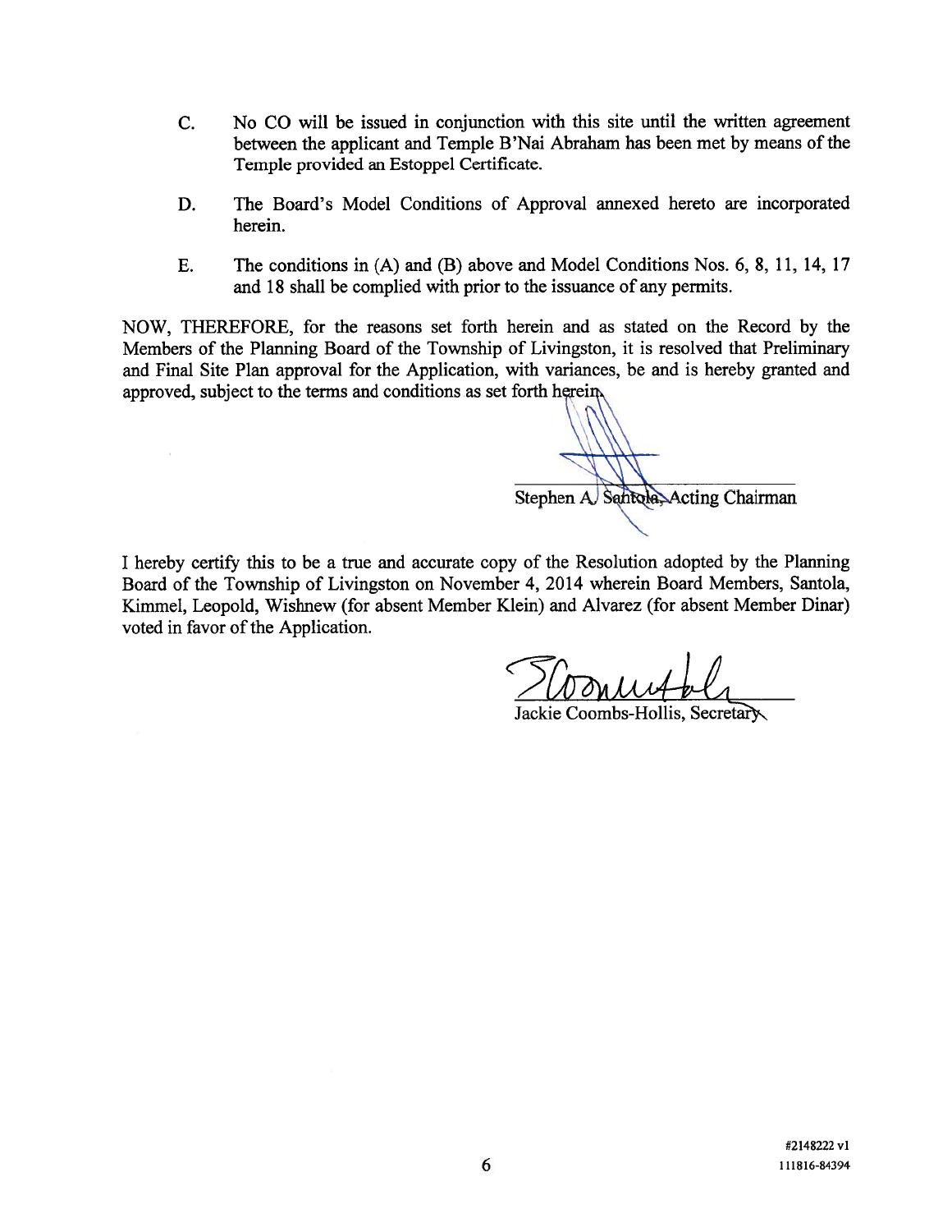C. No CO will be issued in conjunction with this site until the written agreement between the applicant and Temple B'Nai Abraham has been met by means of the Temple provided an Estoppel Certificate.

D. The Board's Model Conditions of Approval annexed hereto are incorporated herein.

E. The conditions in (A) and (B) above and Model Conditions Nos. 6, 8, 11, 14, 17 and 18 shall be complied with prior to the issuance of any permits.

NOW, THEREFORE, for the reasons set forth herein and as stated on the Record by the Members of the Planning Board of the Township of Livingston, it is resolved that Preliminary and Final Site Plan approval for the Application, with variances, be and is hereby granted and approved, subject to the terms and conditions as set forth herein.

Stephen A. Santola, Acting Chairman

I hereby certify this to be a true and accurate copy of the Resolution adopted by the Planning Board of the Township of Livingston on November 4, 2014 wherein Board Members, Santola, Kimmel, Leopold, Wishnew (for absent Member Klein) and Alvarez (for absent Member Dinar) voted in favor of the Application.

Jackie Coombs-Hollis, Secretary

#2148222 v1
111816-84394